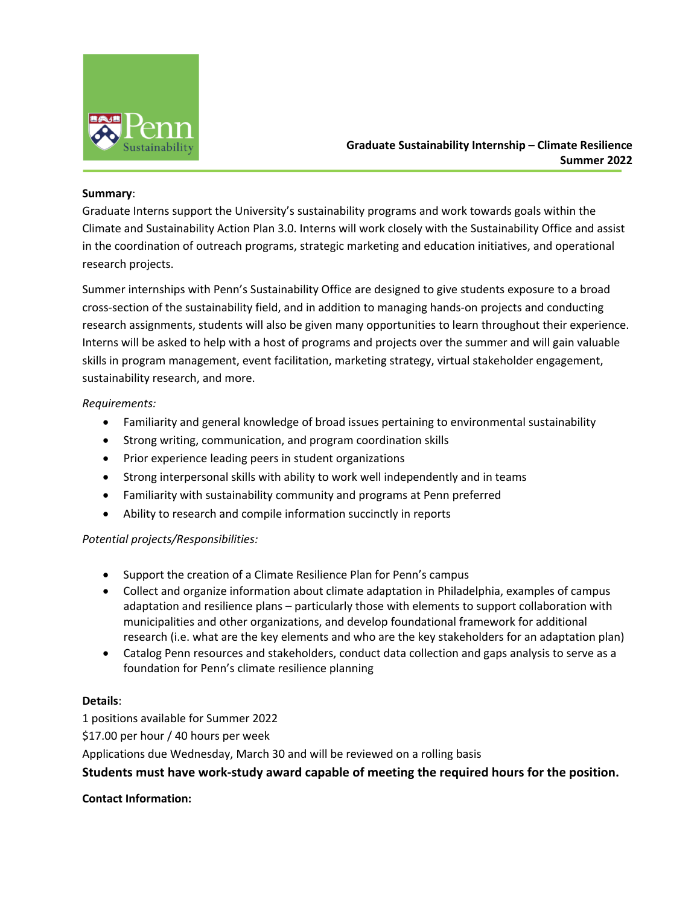**Graduate Sustainability Internship – Climate Resilience**
**Summer 2022**

**Summary**:

Graduate Interns support the University's sustainability programs and work towards goals within the Climate and Sustainability Action Plan 3.0. Interns will work closely with the Sustainability Office and assist in the coordination of outreach programs, strategic marketing and education initiatives, and operational research projects.

Summer internships with Penn's Sustainability Office are designed to give students exposure to a broad cross-section of the sustainability field, and in addition to managing hands-on projects and conducting research assignments, students will also be given many opportunities to learn throughout their experience. Interns will be asked to help with a host of programs and projects over the summer and will gain valuable skills in program management, event facilitation, marketing strategy, virtual stakeholder engagement, sustainability research, and more.

*Requirements:*

- Familiarity and general knowledge of broad issues pertaining to environmental sustainability
- Strong writing, communication, and program coordination skills
- Prior experience leading peers in student organizations
- Strong interpersonal skills with ability to work well independently and in teams
- Familiarity with sustainability community and programs at Penn preferred
- Ability to research and compile information succinctly in reports

*Potential projects/Responsibilities:*

- Support the creation of a Climate Resilience Plan for Penn's campus
- Collect and organize information about climate adaptation in Philadelphia, examples of campus adaptation and resilience plans – particularly those with elements to support collaboration with municipalities and other organizations, and develop foundational framework for additional research (i.e. what are the key elements and who are the key stakeholders for an adaptation plan)
- Catalog Penn resources and stakeholders, conduct data collection and gaps analysis to serve as a foundation for Penn's climate resilience planning

**Details**:

1 positions available for Summer 2022

$17.00 per hour / 40 hours per week

Applications due Wednesday, March 30 and will be reviewed on a rolling basis

**Students must have work-study award capable of meeting the required hours for the position.**

**Contact Information:**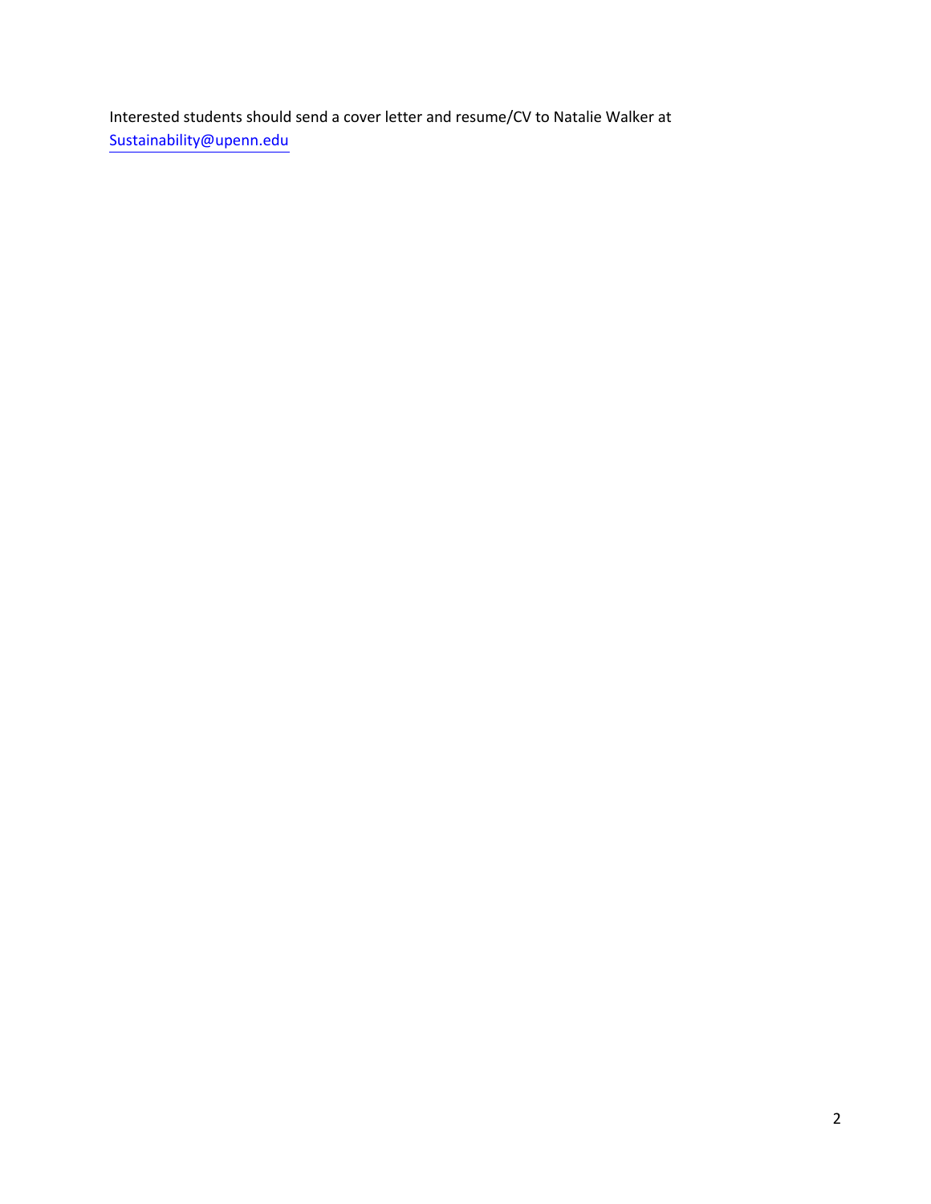Interested students should send a cover letter and resume/CV to Natalie Walker at Sustainability@upenn.edu